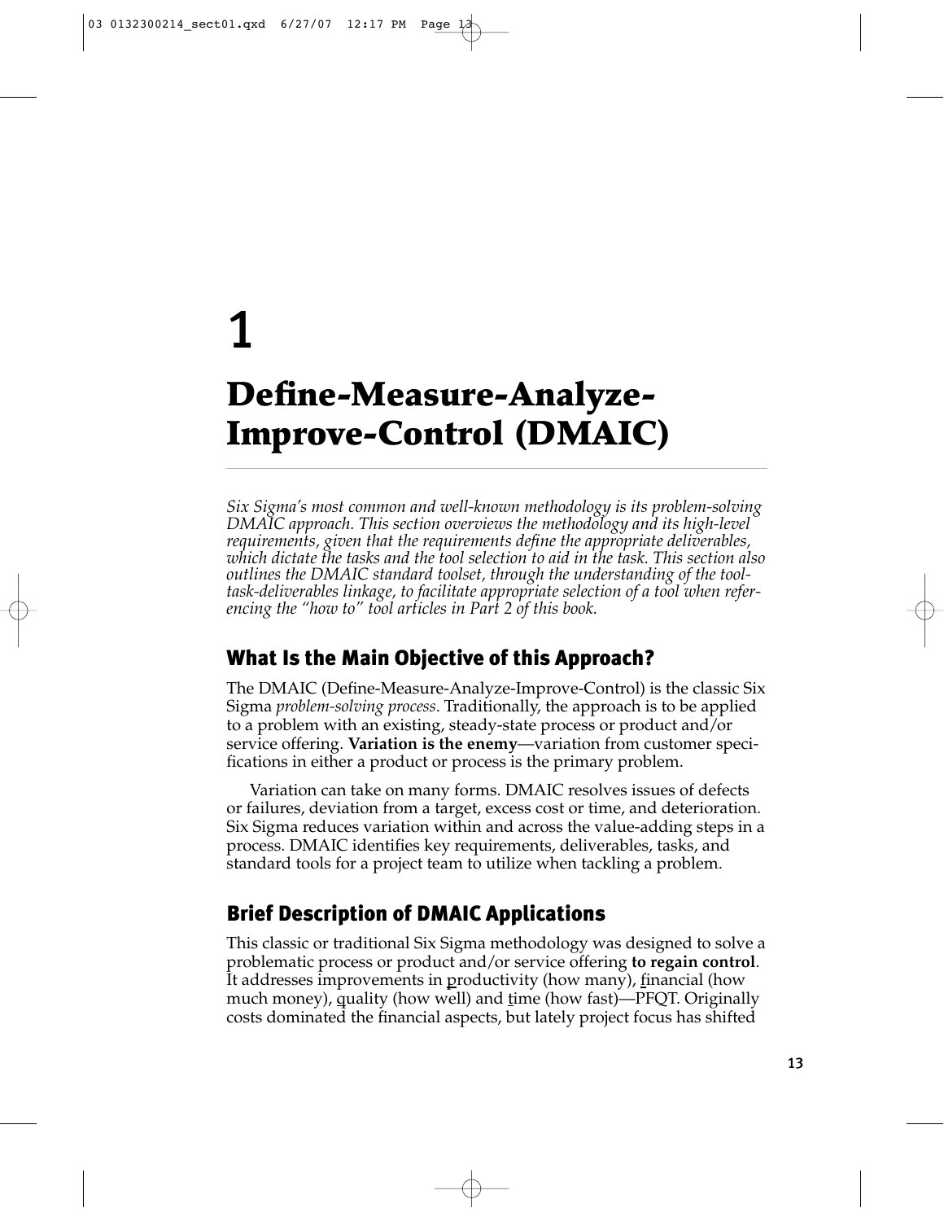# 1

# Define-Measure-Analyze-Improve-Control (DMAIC)

*Six Sigma's most common and well-known methodology is its problem-solving DMAIC approach. This section overviews the methodology and its high-level requirements, given that the requirements define the appropriate deliverables, which dictate the tasks and the tool selection to aid in the task. This section also outlines the DMAIC standard toolset, through the understanding of the tool-task-deliverables linkage, to facilitate appropriate selection of a tool when referencing the "how to" tool articles in Part 2 of this book.*

## What Is the Main Objective of this Approach?

The DMAIC (Define-Measure-Analyze-Improve-Control) is the classic Six Sigma *problem-solving process*. Traditionally, the approach is to be applied to a problem with an existing, steady-state process or product and/or service offering. **Variation is the enemy**—variation from customer specifications in either a product or process is the primary problem.

Variation can take on many forms. DMAIC resolves issues of defects or failures, deviation from a target, excess cost or time, and deterioration. Six Sigma reduces variation within and across the value-adding steps in a process. DMAIC identifies key requirements, deliverables, tasks, and standard tools for a project team to utilize when tackling a problem.

## Brief Description of DMAIC Applications

This classic or traditional Six Sigma methodology was designed to solve a problematic process or product and/or service offering **to regain control**. It addresses improvements in productivity (how many), financial (how much money), quality (how well) and time (how fast)—PFQT. Originally costs dominated the financial aspects, but lately project focus has shifted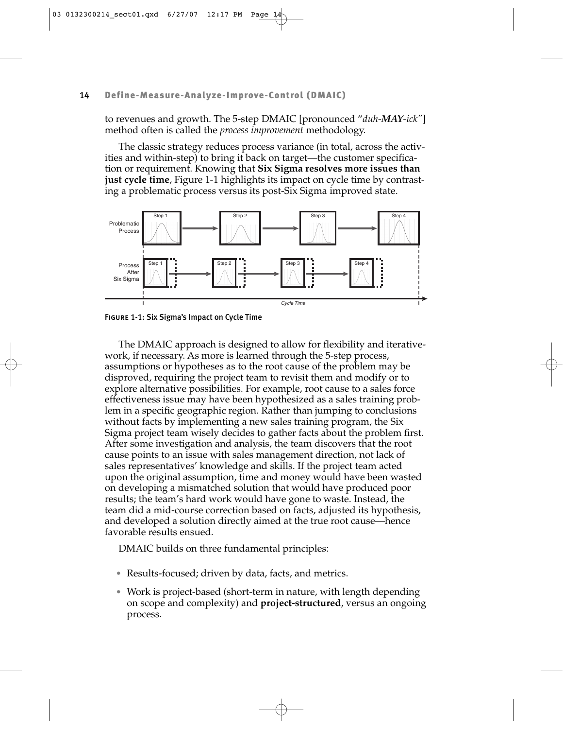to revenues and growth. The 5-step DMAIC [pronounced "*duh-**MAY**-ick*"] method often is called the *process improvement* methodology.

The classic strategy reduces process variance (in total, across the activities and within-step) to bring it back on target—the customer specification or requirement. Knowing that **Six Sigma resolves more issues than just cycle time**, Figure 1-1 highlights its impact on cycle time by contrasting a problematic process versus its post-Six Sigma improved state.

**Figure 1-1: Six Sigma's Impact on Cycle Time**

The DMAIC approach is designed to allow for flexibility and iterativework, if necessary. As more is learned through the 5-step process, assumptions or hypotheses as to the root cause of the problem may be disproved, requiring the project team to revisit them and modify or to explore alternative possibilities. For example, root cause to a sales force effectiveness issue may have been hypothesized as a sales training problem in a specific geographic region. Rather than jumping to conclusions without facts by implementing a new sales training program, the Six Sigma project team wisely decides to gather facts about the problem first. After some investigation and analysis, the team discovers that the root cause points to an issue with sales management direction, not lack of sales representatives' knowledge and skills. If the project team acted upon the original assumption, time and money would have been wasted on developing a mismatched solution that would have produced poor results; the team's hard work would have gone to waste. Instead, the team did a mid-course correction based on facts, adjusted its hypothesis, and developed a solution directly aimed at the true root cause—hence favorable results ensued.

DMAIC builds on three fundamental principles:

- Results-focused; driven by data, facts, and metrics.
- Work is project-based (short-term in nature, with length depending on scope and complexity) and **project-structured**, versus an ongoing process.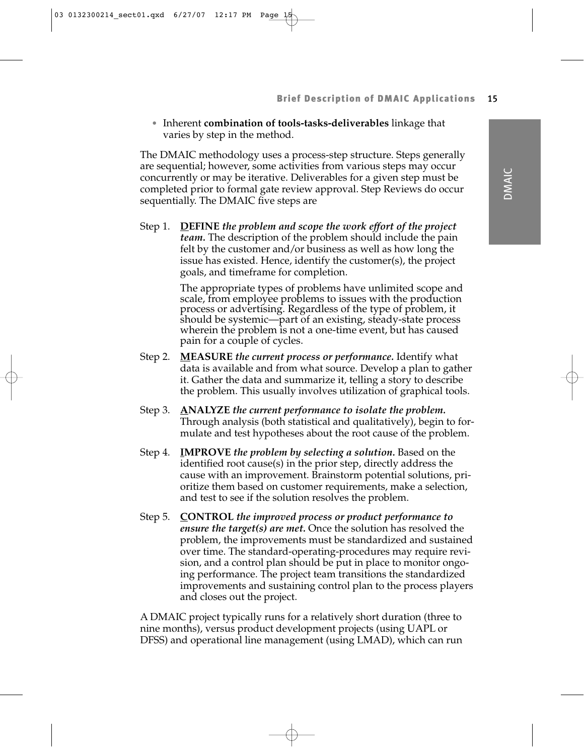- Inherent **combination of tools-tasks-deliverables** linkage that varies by step in the method.

The DMAIC methodology uses a process-step structure. Steps generally are sequential; however, some activities from various steps may occur concurrently or may be iterative. Deliverables for a given step must be completed prior to formal gate review approval. Step Reviews do occur sequentially. The DMAIC five steps are

Step 1. **<u>D</u>EFINE** ***the problem and scope the work effort of the project team.*** The description of the problem should include the pain felt by the customer and/or business as well as how long the issue has existed. Hence, identify the customer(s), the project goals, and timeframe for completion.

The appropriate types of problems have unlimited scope and scale, from employee problems to issues with the production process or advertising. Regardless of the type of problem, it should be systemic—part of an existing, steady-state process wherein the problem is not a one-time event, but has caused pain for a couple of cycles.

Step 2. **<u>M</u>EASURE** ***the current process or performance.*** Identify what data is available and from what source. Develop a plan to gather it. Gather the data and summarize it, telling a story to describe the problem. This usually involves utilization of graphical tools.

Step 3. **<u>A</u>NALYZE** ***the current performance to isolate the problem.*** Through analysis (both statistical and qualitatively), begin to formulate and test hypotheses about the root cause of the problem.

Step 4. **<u>I</u>MPROVE** ***the problem by selecting a solution.*** Based on the identified root cause(s) in the prior step, directly address the cause with an improvement. Brainstorm potential solutions, prioritize them based on customer requirements, make a selection, and test to see if the solution resolves the problem.

Step 5. **<u>C</u>ONTROL** ***the improved process or product performance to ensure the target(s) are met.*** Once the solution has resolved the problem, the improvements must be standardized and sustained over time. The standard-operating-procedures may require revision, and a control plan should be put in place to monitor ongoing performance. The project team transitions the standardized improvements and sustaining control plan to the process players and closes out the project.

A DMAIC project typically runs for a relatively short duration (three to nine months), versus product development projects (using UAPL or DFSS) and operational line management (using LMAD), which can run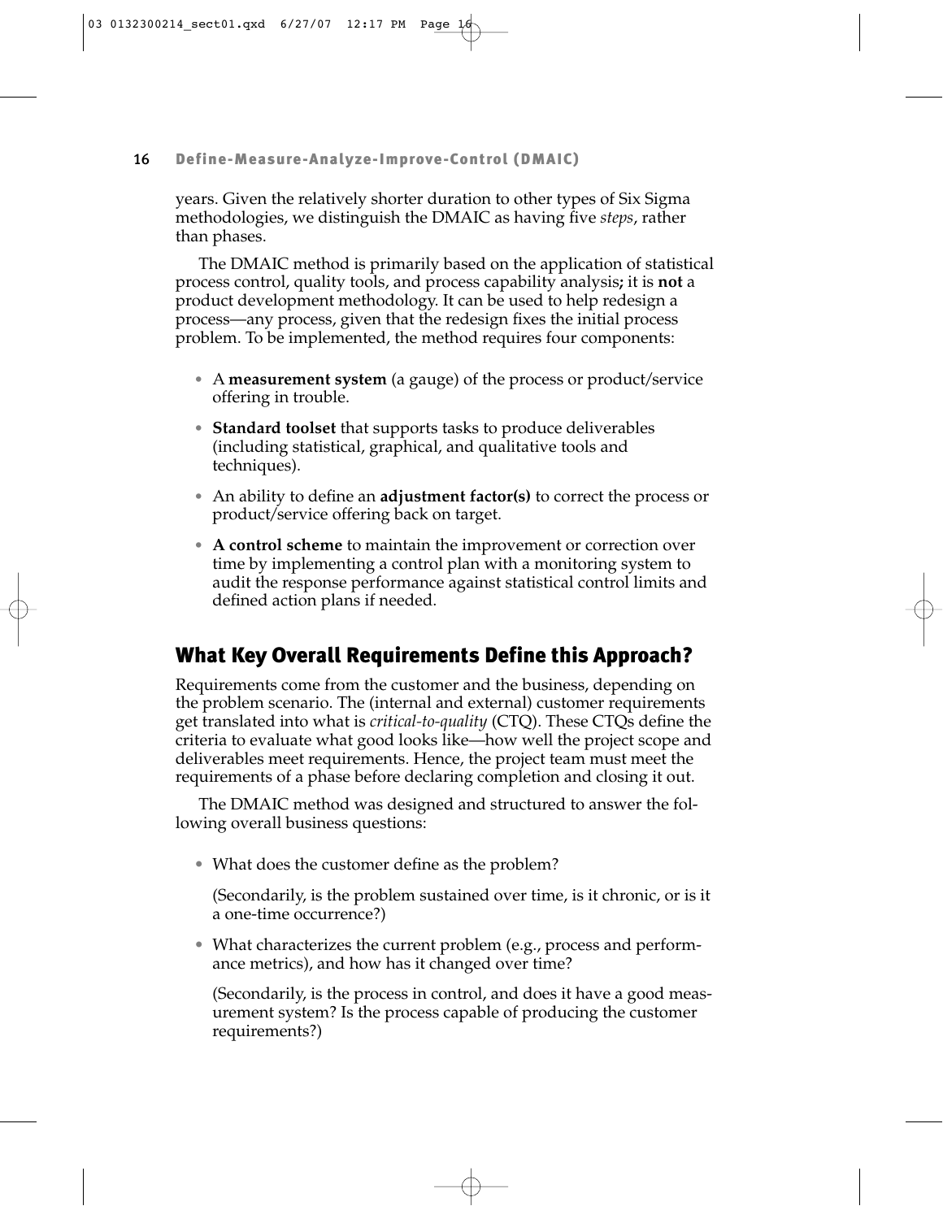years. Given the relatively shorter duration to other types of Six Sigma methodologies, we distinguish the DMAIC as having five *steps*, rather than phases.

The DMAIC method is primarily based on the application of statistical process control, quality tools, and process capability analysis**;** it is **not** a product development methodology. It can be used to help redesign a process—any process, given that the redesign fixes the initial process problem. To be implemented, the method requires four components:

- A **measurement system** (a gauge) of the process or product/service offering in trouble.
- **Standard toolset** that supports tasks to produce deliverables (including statistical, graphical, and qualitative tools and techniques).
- An ability to define an **adjustment factor(s)** to correct the process or product/service offering back on target.
- **A control scheme** to maintain the improvement or correction over time by implementing a control plan with a monitoring system to audit the response performance against statistical control limits and defined action plans if needed.

## What Key Overall Requirements Define this Approach?

Requirements come from the customer and the business, depending on the problem scenario. The (internal and external) customer requirements get translated into what is *critical-to-quality* (CTQ). These CTQs define the criteria to evaluate what good looks like—how well the project scope and deliverables meet requirements. Hence, the project team must meet the requirements of a phase before declaring completion and closing it out.

The DMAIC method was designed and structured to answer the following overall business questions:

- What does the customer define as the problem?

  (Secondarily, is the problem sustained over time, is it chronic, or is it a one-time occurrence?)

- What characterizes the current problem (e.g., process and performance metrics), and how has it changed over time?

  (Secondarily, is the process in control, and does it have a good measurement system? Is the process capable of producing the customer requirements?)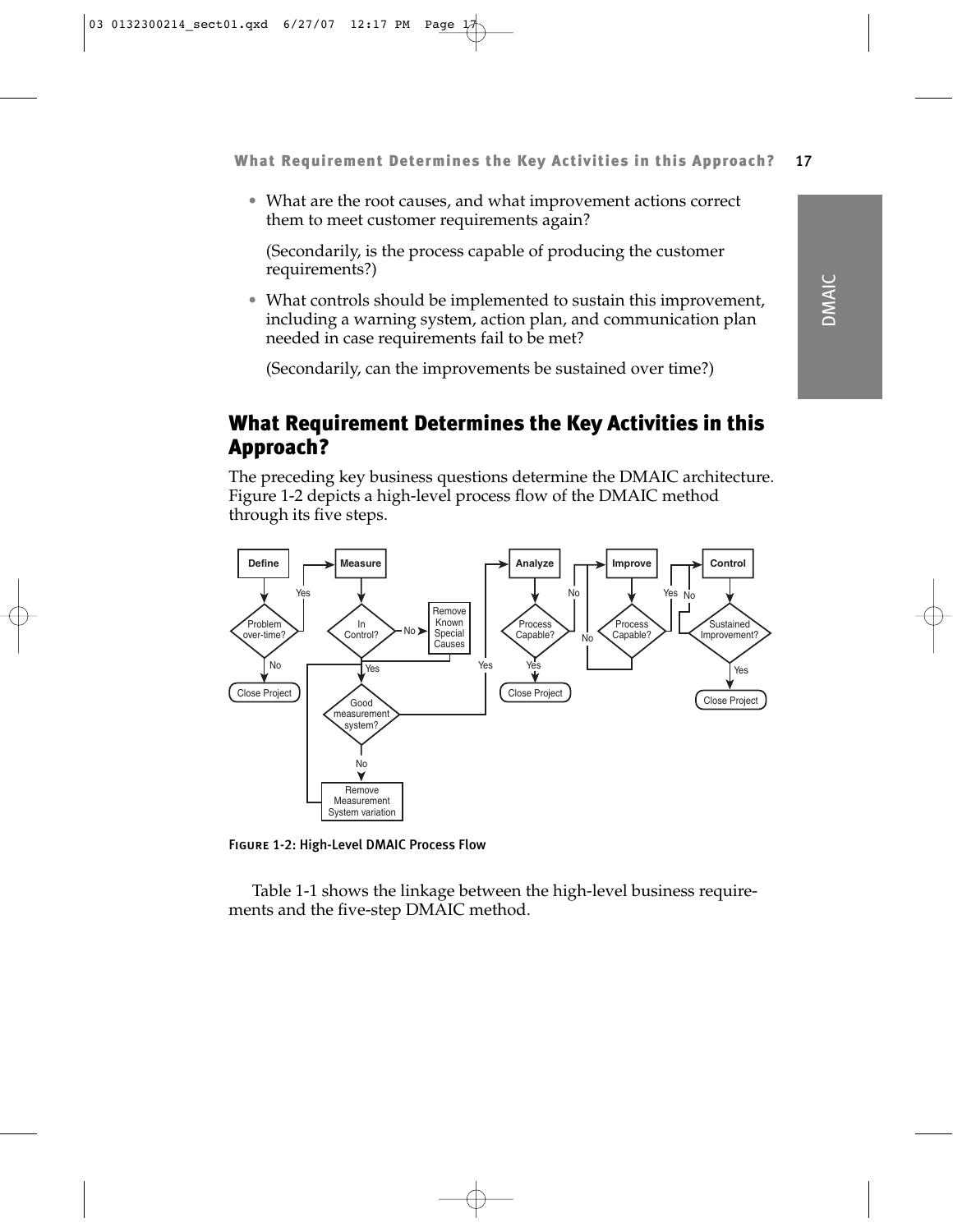- What are the root causes, and what improvement actions correct them to meet customer requirements again?

  (Secondarily, is the process capable of producing the customer requirements?)

- What controls should be implemented to sustain this improvement, including a warning system, action plan, and communication plan needed in case requirements fail to be met?

  (Secondarily, can the improvements be sustained over time?)

## What Requirement Determines the Key Activities in this Approach?

The preceding key business questions determine the DMAIC architecture. Figure 1-2 depicts a high-level process flow of the DMAIC method through its five steps.

FIGURE 1-2: High-Level DMAIC Process Flow

Table 1-1 shows the linkage between the high-level business requirements and the five-step DMAIC method.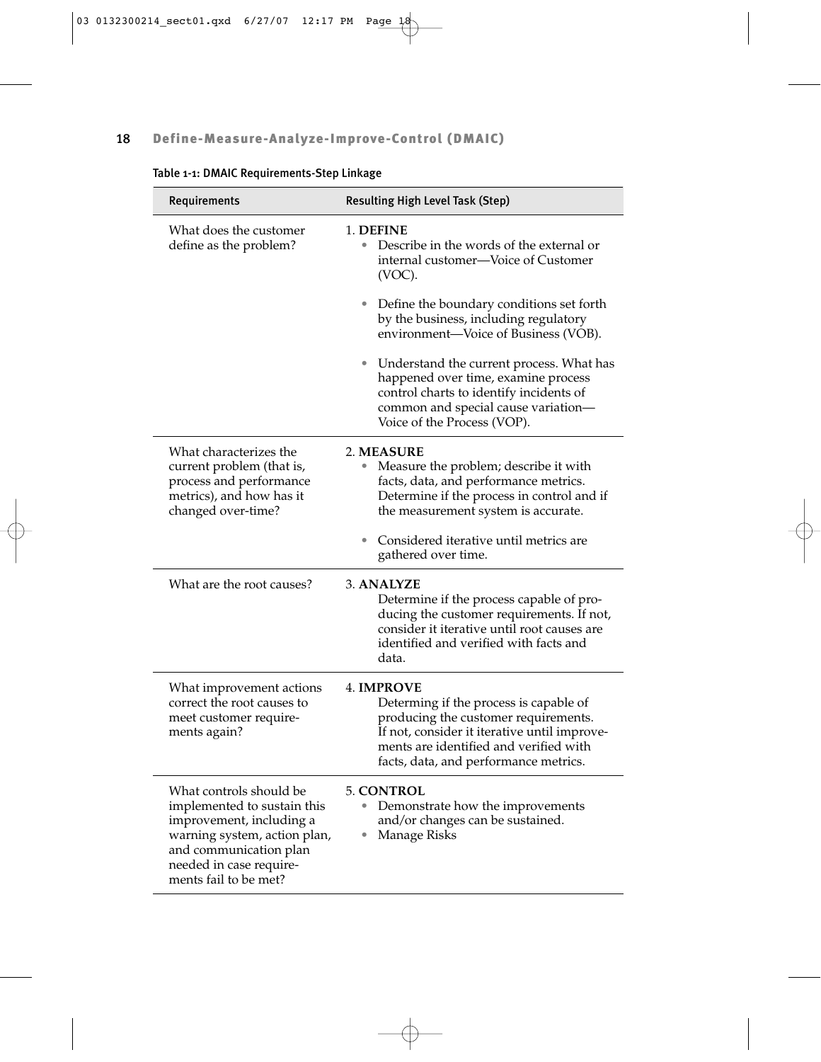Table 1-1: DMAIC Requirements-Step Linkage

| Requirements | Resulting High Level Task (Step) |
|---|---|
| What does the customer define as the problem? | 1. **DEFINE**<br>• Describe in the words of the external or internal customer—Voice of Customer (VOC).<br>• Define the boundary conditions set forth by the business, including regulatory environment—Voice of Business (VOB).<br>• Understand the current process. What has happened over time, examine process control charts to identify incidents of common and special cause variation—Voice of the Process (VOP). |
| What characterizes the current problem (that is, process and performance metrics), and how has it changed over-time? | 2. **MEASURE**<br>• Measure the problem; describe it with facts, data, and performance metrics. Determine if the process in control and if the measurement system is accurate.<br>• Considered iterative until metrics are gathered over time. |
| What are the root causes? | 3. **ANALYZE**<br>Determine if the process capable of producing the customer requirements. If not, consider it iterative until root causes are identified and verified with facts and data. |
| What improvement actions correct the root causes to meet customer requirements again? | 4. **IMPROVE**<br>Determing if the process is capable of producing the customer requirements. If not, consider it iterative until improvements are identified and verified with facts, data, and performance metrics. |
| What controls should be implemented to sustain this improvement, including a warning system, action plan, and communication plan needed in case requirements fail to be met? | 5. **CONTROL**<br>• Demonstrate how the improvements and/or changes can be sustained.<br>• Manage Risks |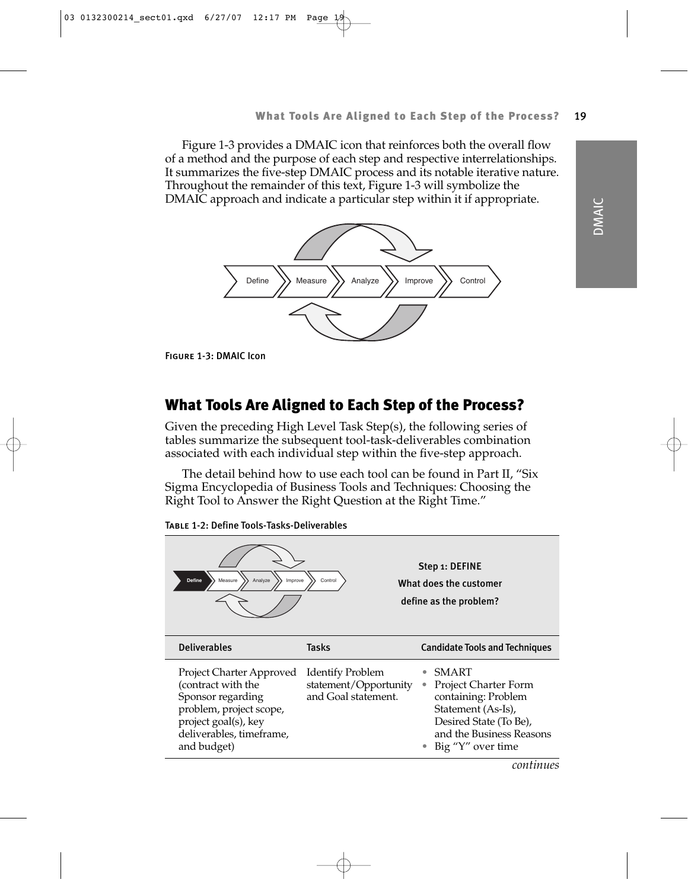Figure 1-3 provides a DMAIC icon that reinforces both the overall flow of a method and the purpose of each step and respective interrelationships. It summarizes the five-step DMAIC process and its notable iterative nature. Throughout the remainder of this text, Figure 1-3 will symbolize the DMAIC approach and indicate a particular step within it if appropriate.

Define → Measure → Analyze → Improve → Control

**Figure 1-3: DMAIC Icon**

## What Tools Are Aligned to Each Step of the Process?

Given the preceding High Level Task Step(s), the following series of tables summarize the subsequent tool-task-deliverables combination associated with each individual step within the five-step approach.

The detail behind how to use each tool can be found in Part II, "Six Sigma Encyclopedia of Business Tools and Techniques: Choosing the Right Tool to Answer the Right Question at the Right Time."

**Table 1-2: Define Tools-Tasks-Deliverables**

**Step 1: DEFINE**
**What does the customer define as the problem?**

| Deliverables | Tasks | Candidate Tools and Techniques |
|---|---|---|
| Project Charter Approved (contract with the Sponsor regarding problem, project scope, project goal(s), key deliverables, timeframe, and budget) | Identify Problem statement/Opportunity and Goal statement. | • SMART<br>• Project Charter Form containing: Problem Statement (As-Is), Desired State (To Be), and the Business Reasons<br>• Big "Y" over time |

*continues*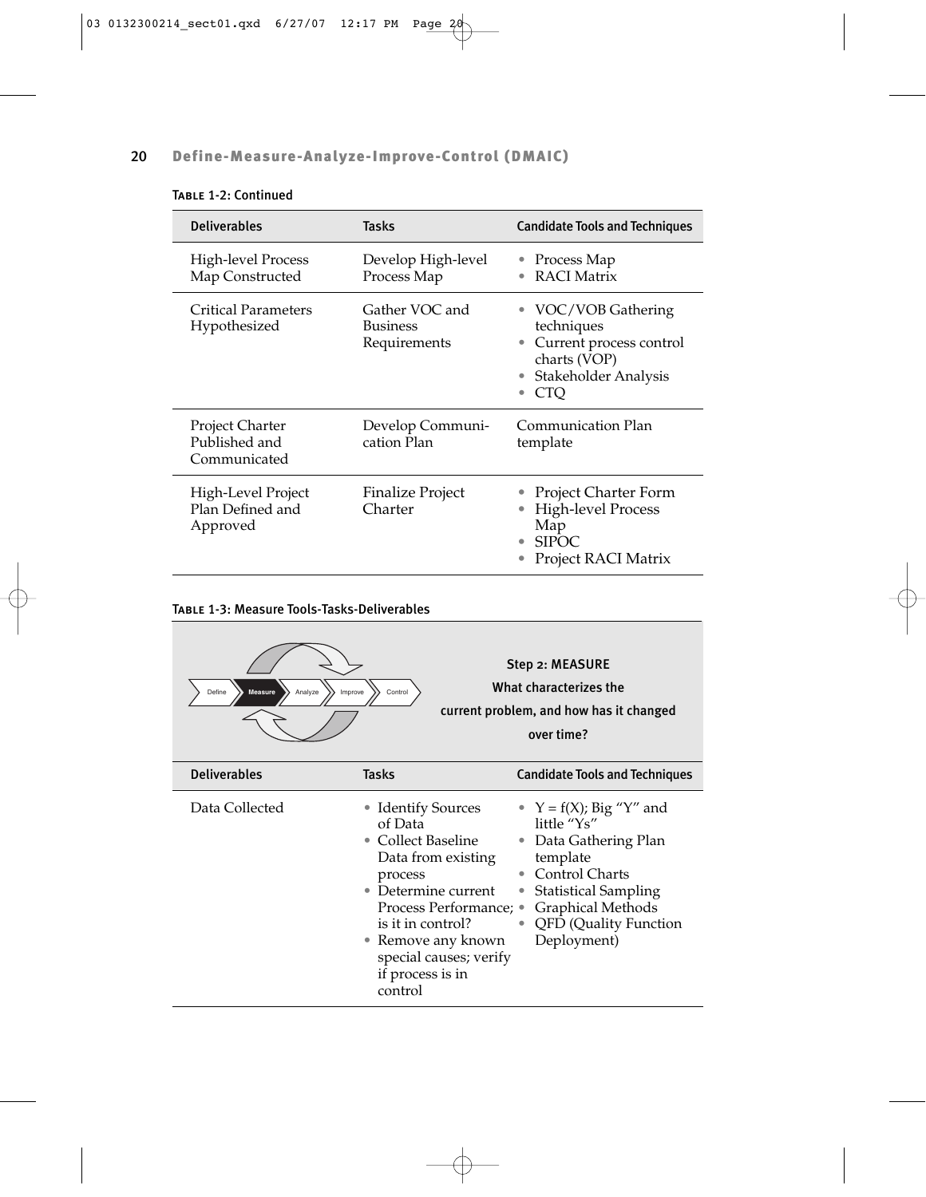**Table 1-2: Continued**

| Deliverables | Tasks | Candidate Tools and Techniques |
|---|---|---|
| High-level Process Map Constructed | Develop High-level Process Map | • Process Map<br>• RACI Matrix |
| Critical Parameters Hypothesized | Gather VOC and Business Requirements | • VOC/VOB Gathering techniques<br>• Current process control charts (VOP)<br>• Stakeholder Analysis<br>• CTQ |
| Project Charter Published and Communicated | Develop Communication Plan | Communication Plan template |
| High-Level Project Plan Defined and Approved | Finalize Project Charter | • Project Charter Form<br>• High-level Process Map<br>• SIPOC<br>• Project RACI Matrix |

**Table 1-3: Measure Tools-Tasks-Deliverables**

Define → **Measure** → Analyze → Improve → Control

**Step 2: MEASURE**
**What characterizes the current problem, and how has it changed over time?**

| Deliverables | Tasks | Candidate Tools and Techniques |
|---|---|---|
| Data Collected | • Identify Sources of Data<br>• Collect Baseline Data from existing process<br>• Determine current Process Performance; is it in control?<br>• Remove any known special causes; verify if process is in control | • Y = f(X); Big "Y" and little "Ys"<br>• Data Gathering Plan template<br>• Control Charts<br>• Statistical Sampling<br>• Graphical Methods<br>• QFD (Quality Function Deployment) |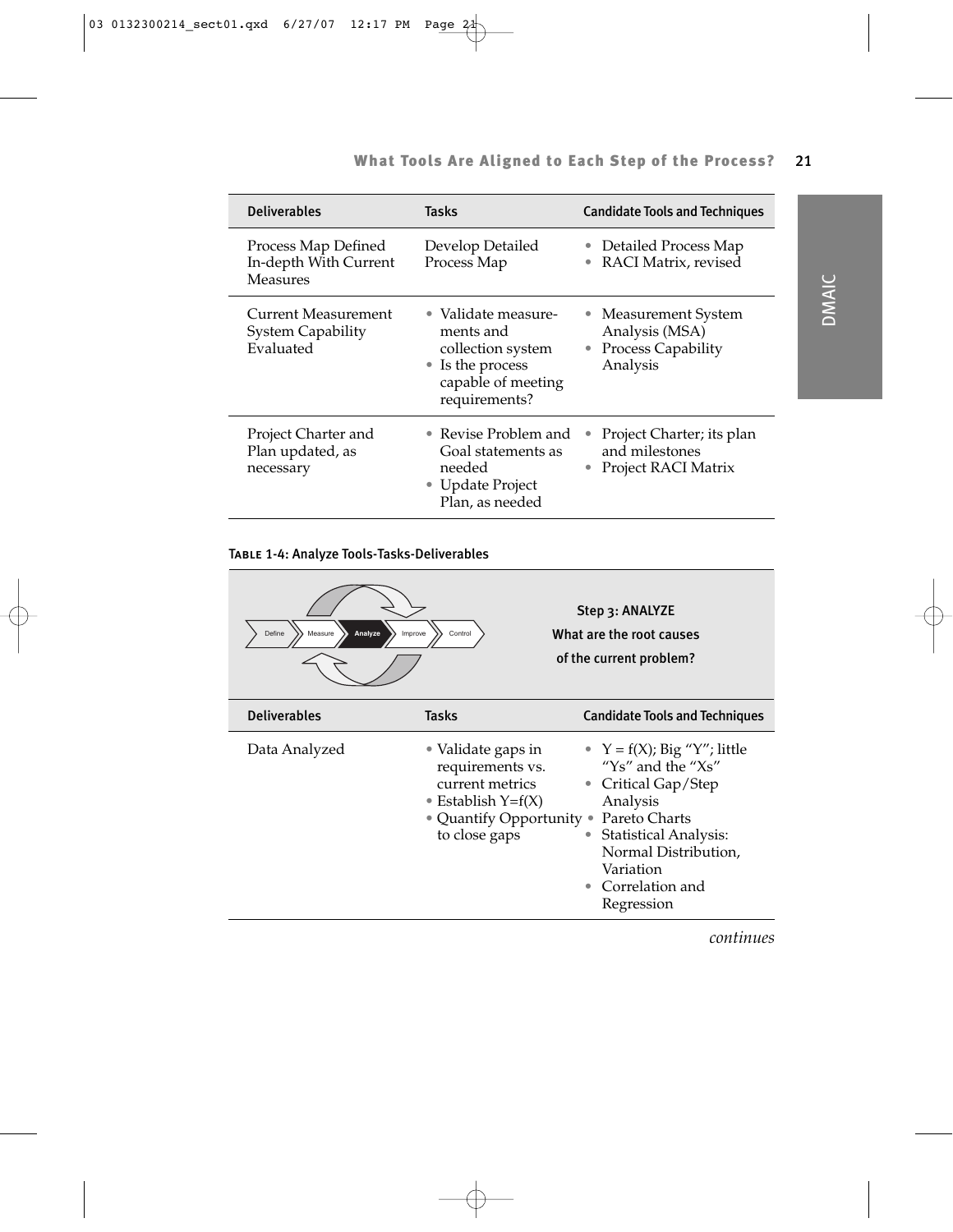| Deliverables | Tasks | Candidate Tools and Techniques |
|---|---|---|
| Process Map Defined In-depth With Current Measures | Develop Detailed Process Map | • Detailed Process Map<br>• RACI Matrix, revised |
| Current Measurement System Capability Evaluated | • Validate measurements and collection system<br>• Is the process capable of meeting requirements? | • Measurement System Analysis (MSA)<br>• Process Capability Analysis |
| Project Charter and Plan updated, as necessary | • Revise Problem and Goal statements as needed<br>• Update Project Plan, as needed | • Project Charter; its plan and milestones<br>• Project RACI Matrix |

**Table 1-4: Analyze Tools-Tasks-Deliverables**

Define › Measure › **Analyze** › Improve › Control

**Step 3: ANALYZE**
**What are the root causes of the current problem?**

| Deliverables | Tasks | Candidate Tools and Techniques |
|---|---|---|
| Data Analyzed | • Validate gaps in requirements vs. current metrics<br>• Establish Y=f(X)<br>• Quantify Opportunity to close gaps | • Y = f(X); Big "Y"; little "Ys" and the "Xs"<br>• Critical Gap/Step Analysis<br>• Pareto Charts<br>• Statistical Analysis: Normal Distribution, Variation<br>• Correlation and Regression |

*continues*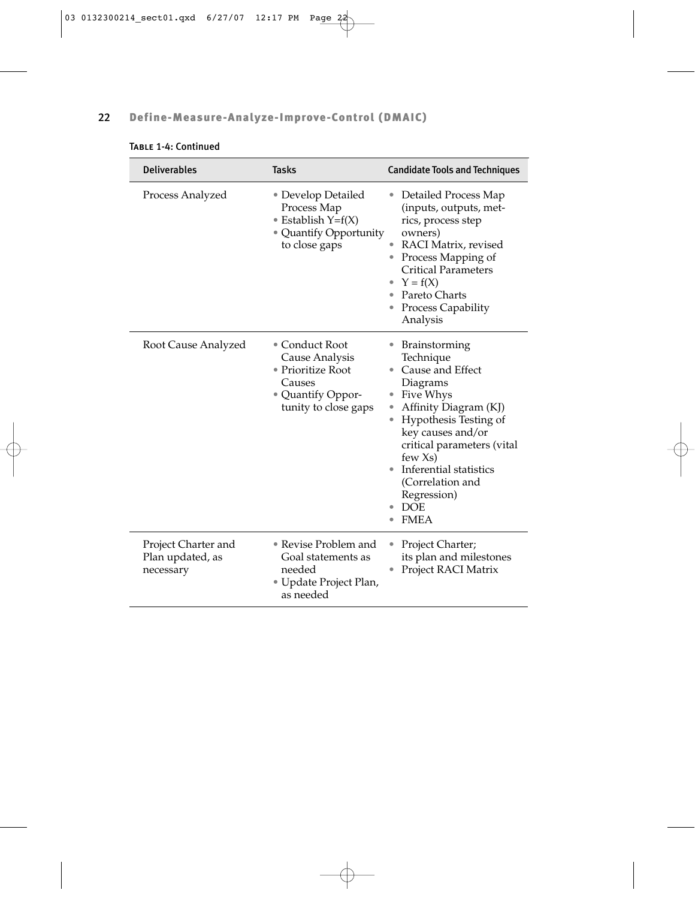**Table 1-4: Continued**

| Deliverables | Tasks | Candidate Tools and Techniques |
|---|---|---|
| Process Analyzed | • Develop Detailed Process Map<br>• Establish Y=f(X)<br>• Quantify Opportunity to close gaps | • Detailed Process Map (inputs, outputs, metrics, process step owners)<br>• RACI Matrix, revised<br>• Process Mapping of Critical Parameters<br>• Y = f(X)<br>• Pareto Charts<br>• Process Capability Analysis |
| Root Cause Analyzed | • Conduct Root Cause Analysis<br>• Prioritize Root Causes<br>• Quantify Opportunity to close gaps | • Brainstorming Technique<br>• Cause and Effect Diagrams<br>• Five Whys<br>• Affinity Diagram (KJ)<br>• Hypothesis Testing of key causes and/or critical parameters (vital few Xs)<br>• Inferential statistics (Correlation and Regression)<br>• DOE<br>• FMEA |
| Project Charter and Plan updated, as necessary | • Revise Problem and Goal statements as needed<br>• Update Project Plan, as needed | • Project Charter; its plan and milestones<br>• Project RACI Matrix |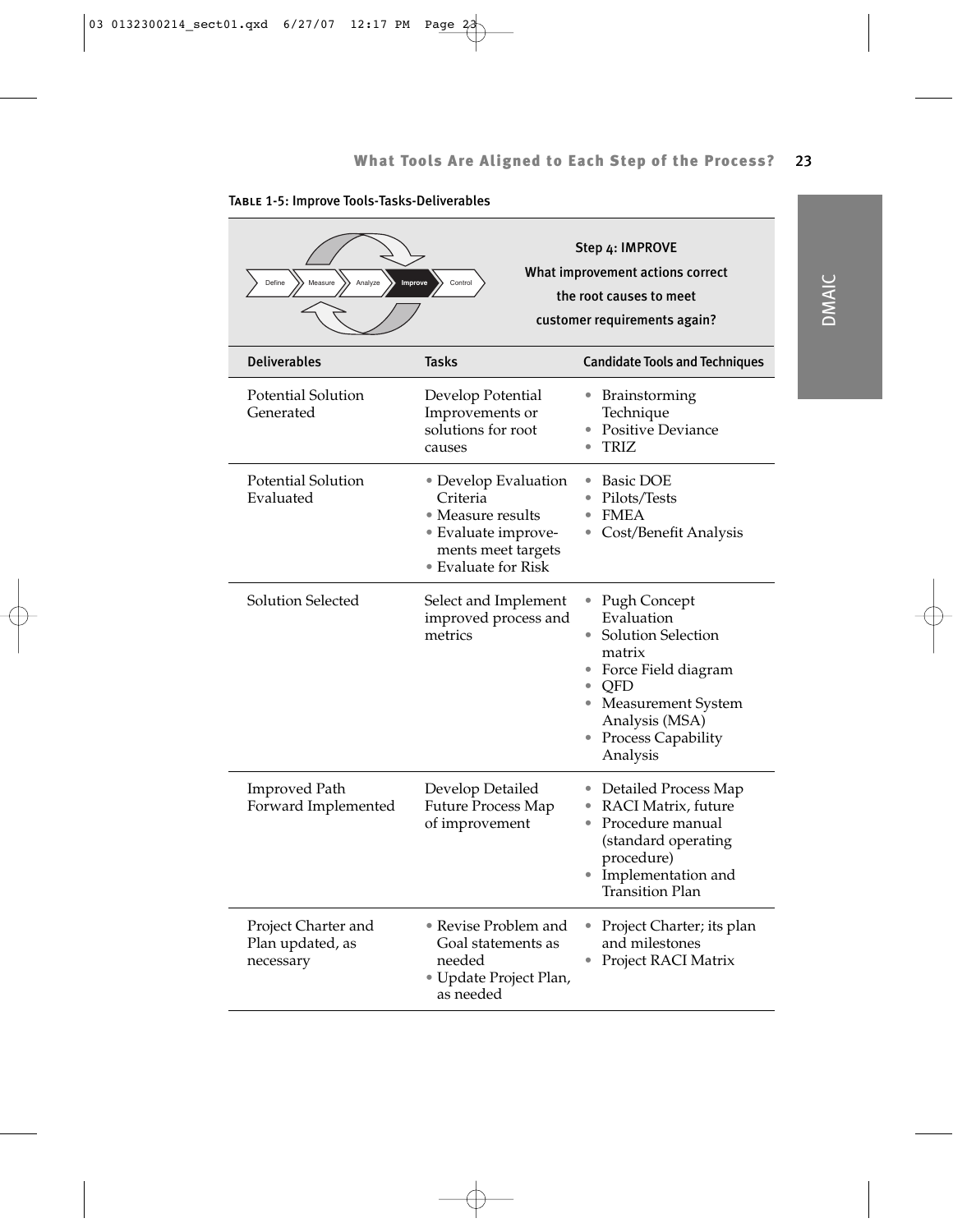**Table 1-5: Improve Tools-Tasks-Deliverables**

Define → Measure → Analyze → **Improve** → Control

**Step 4: IMPROVE**
What improvement actions correct the root causes to meet customer requirements again?

| Deliverables | Tasks | Candidate Tools and Techniques |
|---|---|---|
| Potential Solution Generated | Develop Potential Improvements or solutions for root causes | • Brainstorming Technique<br>• Positive Deviance<br>• TRIZ |
| Potential Solution Evaluated | • Develop Evaluation Criteria<br>• Measure results<br>• Evaluate improvements meet targets<br>• Evaluate for Risk | • Basic DOE<br>• Pilots/Tests<br>• FMEA<br>• Cost/Benefit Analysis |
| Solution Selected | Select and Implement improved process and metrics | • Pugh Concept Evaluation<br>• Solution Selection matrix<br>• Force Field diagram<br>• QFD<br>• Measurement System Analysis (MSA)<br>• Process Capability Analysis |
| Improved Path Forward Implemented | Develop Detailed Future Process Map of improvement | • Detailed Process Map<br>• RACI Matrix, future<br>• Procedure manual (standard operating procedure)<br>• Implementation and Transition Plan |
| Project Charter and Plan updated, as necessary | • Revise Problem and Goal statements as needed<br>• Update Project Plan, as needed | • Project Charter; its plan and milestones<br>• Project RACI Matrix |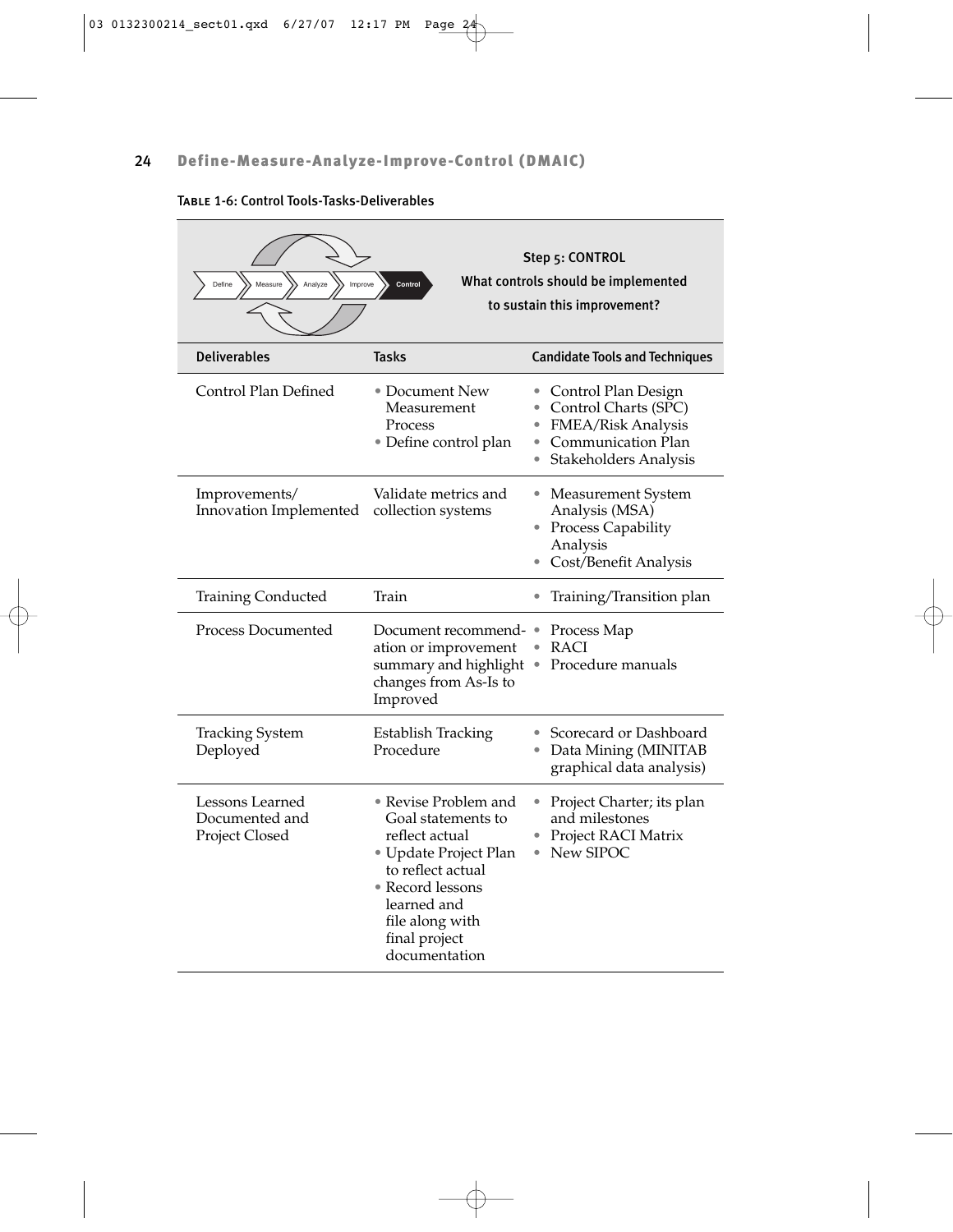**Table 1-6: Control Tools-Tasks-Deliverables**

Define → Measure → Analyze → Improve → **Control**

**Step 5: CONTROL**
What controls should be implemented to sustain this improvement?

| Deliverables | Tasks | Candidate Tools and Techniques |
|---|---|---|
| Control Plan Defined | • Document New Measurement Process<br>• Define control plan | • Control Plan Design<br>• Control Charts (SPC)<br>• FMEA/Risk Analysis<br>• Communication Plan<br>• Stakeholders Analysis |
| Improvements/ Innovation Implemented | Validate metrics and collection systems | • Measurement System Analysis (MSA)<br>• Process Capability Analysis<br>• Cost/Benefit Analysis |
| Training Conducted | Train | • Training/Transition plan |
| Process Documented | Document recommendation or improvement summary and highlight changes from As-Is to Improved | • Process Map<br>• RACI<br>• Procedure manuals |
| Tracking System Deployed | Establish Tracking Procedure | • Scorecard or Dashboard<br>• Data Mining (MINITAB graphical data analysis) |
| Lessons Learned Documented and Project Closed | • Revise Problem and Goal statements to reflect actual<br>• Update Project Plan to reflect actual<br>• Record lessons learned and file along with final project documentation | • Project Charter; its plan and milestones<br>• Project RACI Matrix<br>• New SIPOC |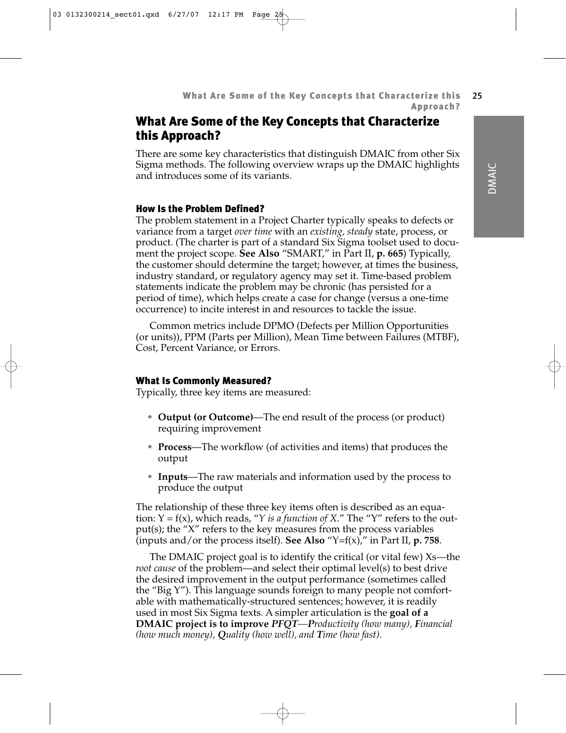## What Are Some of the Key Concepts that Characterize this Approach?

There are some key characteristics that distinguish DMAIC from other Six Sigma methods. The following overview wraps up the DMAIC highlights and introduces some of its variants.

### How Is the Problem Defined?

The problem statement in a Project Charter typically speaks to defects or variance from a target *over time* with an *existing, steady* state, process, or product. (The charter is part of a standard Six Sigma toolset used to document the project scope. **See Also** "SMART," in Part II, **p. 665**) Typically, the customer should determine the target; however, at times the business, industry standard, or regulatory agency may set it. Time-based problem statements indicate the problem may be chronic (has persisted for a period of time), which helps create a case for change (versus a one-time occurrence) to incite interest in and resources to tackle the issue.

Common metrics include DPMO (Defects per Million Opportunities (or units)), PPM (Parts per Million), Mean Time between Failures (MTBF), Cost, Percent Variance, or Errors.

### What Is Commonly Measured?

Typically, three key items are measured:

- **Output (or Outcome)**—The end result of the process (or product) requiring improvement
- **Process**—The workflow (of activities and items) that produces the output
- **Inputs**—The raw materials and information used by the process to produce the output

The relationship of these three key items often is described as an equation: Y = f(x), which reads, "*Y is a function of X*." The "Y" refers to the output(s); the "X" refers to the key measures from the process variables (inputs and/or the process itself). **See Also** "Y=f(x)," in Part II, **p. 758**.

The DMAIC project goal is to identify the critical (or vital few) Xs—the *root cause* of the problem—and select their optimal level(s) to best drive the desired improvement in the output performance (sometimes called the "Big Y"). This language sounds foreign to many people not comfortable with mathematically-structured sentences; however, it is readily used in most Six Sigma texts. A simpler articulation is the **goal of a DMAIC project is to improve** ***PFQT—Productivity (how many), Financial (how much money), Quality (how well), and Time (how fast).***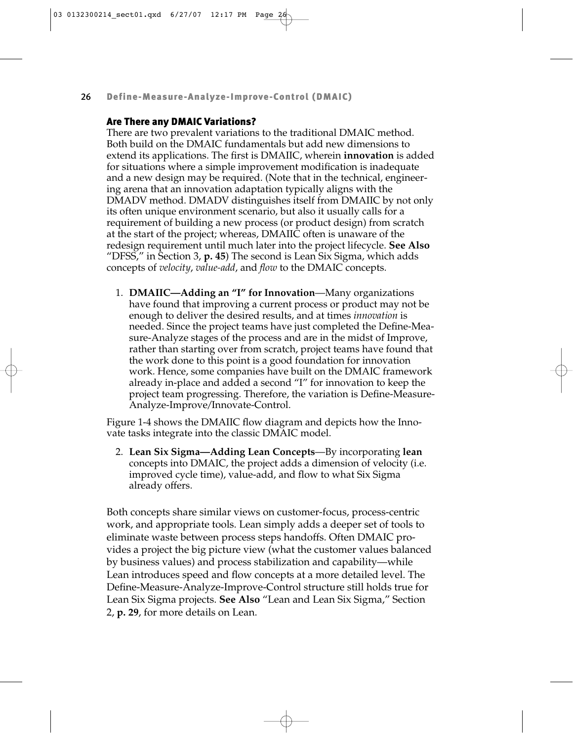### Are There any DMAIC Variations?

There are two prevalent variations to the traditional DMAIC method. Both build on the DMAIC fundamentals but add new dimensions to extend its applications. The first is DMAIIC, wherein **innovation** is added for situations where a simple improvement modification is inadequate and a new design may be required. (Note that in the technical, engineering arena that an innovation adaptation typically aligns with the DMADV method. DMADV distinguishes itself from DMAIIC by not only its often unique environment scenario, but also it usually calls for a requirement of building a new process (or product design) from scratch at the start of the project; whereas, DMAIIC often is unaware of the redesign requirement until much later into the project lifecycle. **See Also** "DFSS," in Section 3, **p. 45**) The second is Lean Six Sigma, which adds concepts of *velocity*, *value-add*, and *flow* to the DMAIC concepts.

1. **DMAIIC—Adding an "I" for Innovation**—Many organizations have found that improving a current process or product may not be enough to deliver the desired results, and at times *innovation* is needed. Since the project teams have just completed the Define-Measure-Analyze stages of the process and are in the midst of Improve, rather than starting over from scratch, project teams have found that the work done to this point is a good foundation for innovation work. Hence, some companies have built on the DMAIC framework already in-place and added a second "I" for innovation to keep the project team progressing. Therefore, the variation is Define-Measure-Analyze-Improve/Innovate-Control.

Figure 1-4 shows the DMAIIC flow diagram and depicts how the Innovate tasks integrate into the classic DMAIC model.

2. **Lean Six Sigma—Adding Lean Concepts**—By incorporating **lean** concepts into DMAIC, the project adds a dimension of velocity (i.e. improved cycle time), value-add, and flow to what Six Sigma already offers.

Both concepts share similar views on customer-focus, process-centric work, and appropriate tools. Lean simply adds a deeper set of tools to eliminate waste between process steps handoffs. Often DMAIC provides a project the big picture view (what the customer values balanced by business values) and process stabilization and capability—while Lean introduces speed and flow concepts at a more detailed level. The Define-Measure-Analyze-Improve-Control structure still holds true for Lean Six Sigma projects. **See Also** "Lean and Lean Six Sigma," Section 2, **p. 29**, for more details on Lean.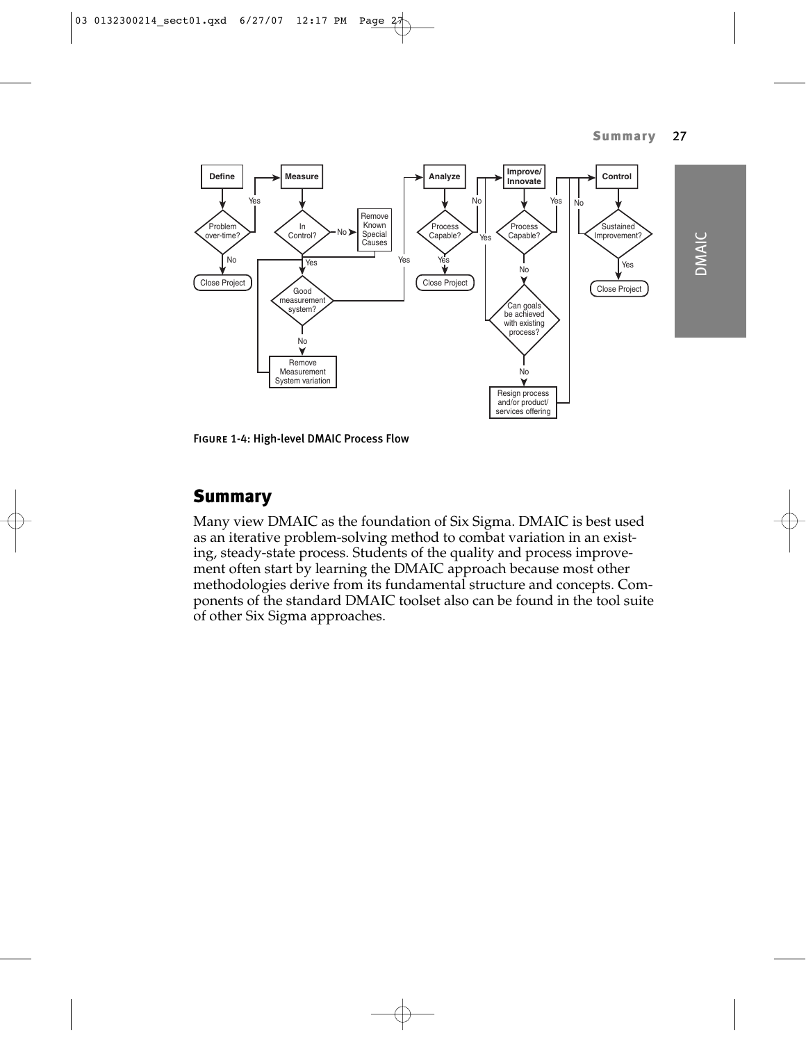Define

Problem over-time?

Yes

No

Close Project

Measure

In Control?

No

Remove Known Special Causes

Yes

Good measurement system?

No

Remove Measurement System variation

Yes

Analyze

Process Capable?

No

Yes

Close Project

Improve/ Innovate

Process Capable?

Yes

Yes

No

Can goals be achieved with existing process?

No

Resign process and/or product/ services offering

Control

No

Sustained Improvement?

Yes

Close Project

Figure 1-4: High-level DMAIC Process Flow

## Summary

Many view DMAIC as the foundation of Six Sigma. DMAIC is best used as an iterative problem-solving method to combat variation in an existing, steady-state process. Students of the quality and process improvement often start by learning the DMAIC approach because most other methodologies derive from its fundamental structure and concepts. Components of the standard DMAIC toolset also can be found in the tool suite of other Six Sigma approaches.